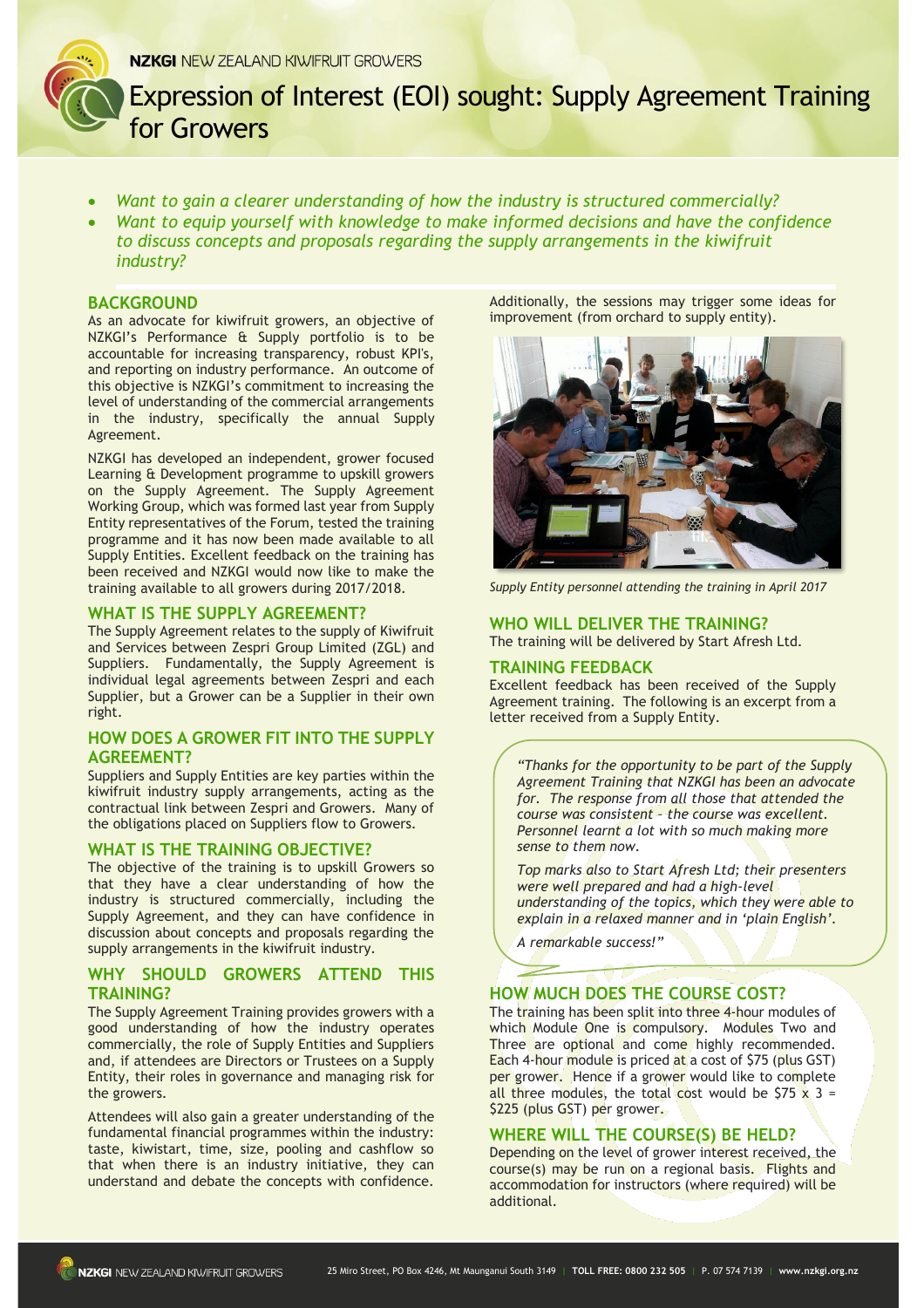NZKGI NEW ZEALAND KIWIFRUIT GROWERS

# Expression of Interest (EOI) sought: Supply Agreement Training for Growers

- *Want to gain a clearer understanding of how the industry is structured commercially?*
- *Want to equip yourself with knowledge to make informed decisions and have the confidence to discuss concepts and proposals regarding the supply arrangements in the kiwifruit industry?*

## BACKGROUND

As an advocate for kiwifruit growers, an objective of NZKGI's Performance & Supply portfolio is to be accountable for increasing transparency, robust KPI's, and reporting on industry performance. An outcome of this objective is NZKGI's commitment to increasing the level of understanding of the commercial arrangements in the industry, specifically the annual Supply Agreement.

NZKGI has developed an independent, grower focused Learning & Development programme to upskill growers on the Supply Agreement. The Supply Agreement Working Group, which was formed last year from Supply Entity representatives of the Forum, tested the training programme and it has now been made available to all Supply Entities. Excellent feedback on the training has been received and NZKGI would now like to make the training available to all growers during 2017/2018.

## WHAT IS THE SUPPLY AGREEMENT?

The Supply Agreement relates to the supply of Kiwifruit and Services between Zespri Group Limited (ZGL) and Suppliers. Fundamentally, the Supply Agreement is individual legal agreements between Zespri and each Supplier, but a Grower can be a Supplier in their own right.

## HOW DOES A GROWER FIT INTO THE SUPPLY AGREEMENT?

Suppliers and Supply Entities are key parties within the kiwifruit industry supply arrangements, acting as the contractual link between Zespri and Growers. Many of the obligations placed on Suppliers flow to Growers.

## WHAT IS THE TRAINING OBJECTIVE?

The objective of the training is to upskill Growers so that they have a clear understanding of how the industry is structured commercially, including the Supply Agreement, and they can have confidence in discussion about concepts and proposals regarding the supply arrangements in the kiwifruit industry.

## WHY SHOULD GROWERS ATTEND THIS TRAINING?

The Supply Agreement Training provides growers with a good understanding of how the industry operates commercially, the role of Supply Entities and Suppliers and, if attendees are Directors or Trustees on a Supply Entity, their roles in governance and managing risk for the growers.

Attendees will also gain a greater understanding of the fundamental financial programmes within the industry: taste, kiwistart, time, size, pooling and cashflow so that when there is an industry initiative, they can understand and debate the concepts with confidence.

Additionally, the sessions may trigger some ideas for improvement (from orchard to supply entity).

*Supply Entity personnel attending the training in April 2017*

## WHO WILL DELIVER THE TRAINING?

The training will be delivered by Start Afresh Ltd.

## TRAINING FEEDBACK

Excellent feedback has been received of the Supply Agreement training. The following is an excerpt from a letter received from a Supply Entity.

> *"Thanks for the opportunity to be part of the Supply Agreement Training that NZKGI has been an advocate for. The response from all those that attended the course was consistent – the course was excellent. Personnel learnt a lot with so much making more sense to them now.*
>
> *Top marks also to Start Afresh Ltd; their presenters were well prepared and had a high-level understanding of the topics, which they were able to explain in a relaxed manner and in 'plain English'.*
>
> *A remarkable success!"*

## HOW MUCH DOES THE COURSE COST?

The training has been split into three 4-hour modules of which Module One is compulsory. Modules Two and Three are optional and come highly recommended. Each 4-hour module is priced at a cost of $75 (plus GST) per grower. Hence if a grower would like to complete all three modules, the total cost would be $75 x 3 = $225 (plus GST) per grower.

## WHERE WILL THE COURSE(S) BE HELD?

Depending on the level of grower interest received, the course(s) may be run on a regional basis. Flights and accommodation for instructors (where required) will be additional.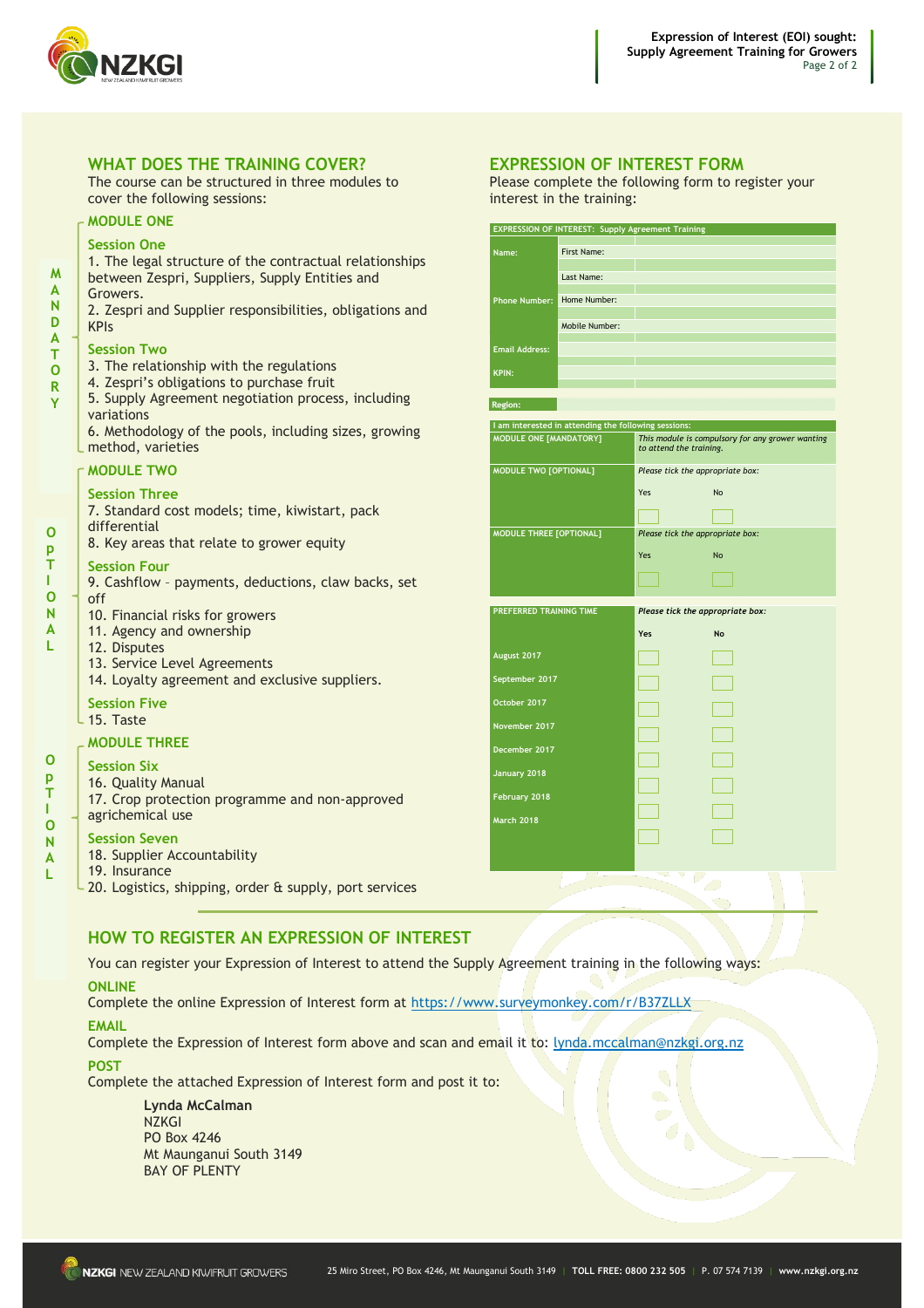## WHAT DOES THE TRAINING COVER?

The course can be structured in three modules to cover the following sessions:

### MODULE ONE (MANDATORY)

**Session One**

1. The legal structure of the contractual relationships between Zespri, Suppliers, Supply Entities and Growers.
2. Zespri and Supplier responsibilities, obligations and KPIs

**Session Two**

3. The relationship with the regulations
4. Zespri's obligations to purchase fruit
5. Supply Agreement negotiation process, including variations
6. Methodology of the pools, including sizes, growing method, varieties

### MODULE TWO (OPTIONAL)

**Session Three**

7. Standard cost models; time, kiwistart, pack differential
8. Key areas that relate to grower equity

**Session Four**

9. Cashflow – payments, deductions, claw backs, set off
10. Financial risks for growers
11. Agency and ownership
12. Disputes
13. Service Level Agreements
14. Loyalty agreement and exclusive suppliers.

**Session Five**

15. Taste

### MODULE THREE (OPTIONAL)

**Session Six**

16. Quality Manual
17. Crop protection programme and non-approved agrichemical use

**Session Seven**

18. Supplier Accountability
19. Insurance
20. Logistics, shipping, order & supply, port services

## EXPRESSION OF INTEREST FORM

Please complete the following form to register your interest in the training:

| EXPRESSION OF INTEREST: Supply Agreement Training | | |
|---|---|---|
| Name: | First Name: | |
| | Last Name: | |
| Phone Number: | Home Number: | |
| | Mobile Number: | |
| Email Address: | | |
| KPIN: | | |
| Region: | | |

| I am interested in attending the following sessions: | | |
|---|---|---|
| MODULE ONE [MANDATORY] | *This module is compulsory for any grower wanting to attend the training.* | |
| MODULE TWO [OPTIONAL] | *Please tick the appropriate box:* Yes ☐ | No ☐ |
| MODULE THREE [OPTIONAL] | *Please tick the appropriate box:* Yes ☐ | No ☐ |

| PREFERRED TRAINING TIME | *Please tick the appropriate box:* Yes | No |
|---|---|---|
| August 2017 | ☐ | ☐ |
| September 2017 | ☐ | ☐ |
| October 2017 | ☐ | ☐ |
| November 2017 | ☐ | ☐ |
| December 2017 | ☐ | ☐ |
| January 2018 | ☐ | ☐ |
| February 2018 | ☐ | ☐ |
| March 2018 | ☐ | ☐ |
| | ☐ | ☐ |

## HOW TO REGISTER AN EXPRESSION OF INTEREST

You can register your Expression of Interest to attend the Supply Agreement training in the following ways:

**ONLINE**

Complete the online Expression of Interest form at https://www.surveymonkey.com/r/B37ZLLX

**EMAIL**

Complete the Expression of Interest form above and scan and email it to: lynda.mccalman@nzkgi.org.nz

**POST**

Complete the attached Expression of Interest form and post it to:

**Lynda McCalman**
NZKGI
PO Box 4246
Mt Maunganui South 3149
BAY OF PLENTY

NZKGI NEW ZEALAND KIWIFRUIT GROWERS | 25 Miro Street, PO Box 4246, Mt Maunganui South 3149 | TOLL FREE: 0800 232 505 | P. 07 574 7139 | www.nzkgi.org.nz